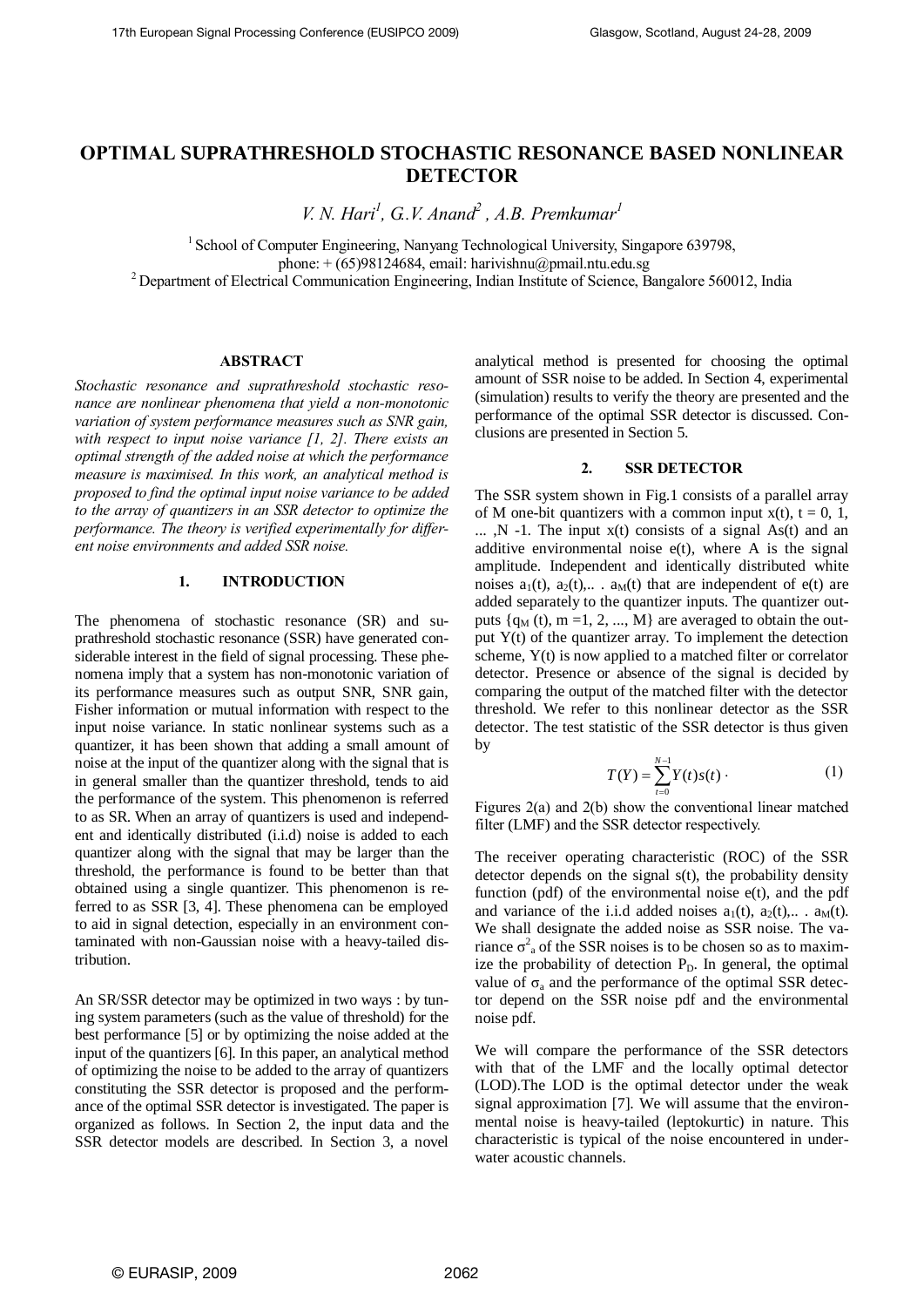# OPTIMAL SUPRATHRESHOLD STOCHASTIC RESONANCE BASED NONLINEAR DETECTOR

*V. N. Hari[1], G.V. Anand[2], A.B. Premkumar[1]*

[1] School of Computer Engineering, Nanyang Technological University, Singapore 639798,
phone: + (65)98124684, email: harivishnu@pmail.ntu.edu.sg
[2] Department of Electrical Communication Engineering, Indian Institute of Science, Bangalore 560012, India

## ABSTRACT

*Stochastic resonance and suprathreshold stochastic resonance are nonlinear phenomena that yield a non-monotonic variation of system performance measures such as SNR gain, with respect to input noise variance [1, 2]. There exists an optimal strength of the added noise at which the performance measure is maximised. In this work, an analytical method is proposed to find the optimal input noise variance to be added to the array of quantizers in an SSR detector to optimize the performance. The theory is verified experimentally for different noise environments and added SSR noise.*

## 1. INTRODUCTION

The phenomena of stochastic resonance (SR) and suprathreshold stochastic resonance (SSR) have generated considerable interest in the field of signal processing. These phenomena imply that a system has non-monotonic variation of its performance measures such as output SNR, SNR gain, Fisher information or mutual information with respect to the input noise variance. In static nonlinear systems such as a quantizer, it has been shown that adding a small amount of noise at the input of the quantizer along with the signal that is in general smaller than the quantizer threshold, tends to aid the performance of the system. This phenomenon is referred to as SR. When an array of quantizers is used and independent and identically distributed (i.i.d) noise is added to each quantizer along with the signal that may be larger than the threshold, the performance is found to be better than that obtained using a single quantizer. This phenomenon is referred to as SSR [3, 4]. These phenomena can be employed to aid in signal detection, especially in an environment contaminated with non-Gaussian noise with a heavy-tailed distribution.

An SR/SSR detector may be optimized in two ways : by tuning system parameters (such as the value of threshold) for the best performance [5] or by optimizing the noise added at the input of the quantizers [6]. In this paper, an analytical method of optimizing the noise to be added to the array of quantizers constituting the SSR detector is proposed and the performance of the optimal SSR detector is investigated. The paper is organized as follows. In Section 2, the input data and the SSR detector models are described. In Section 3, a novel analytical method is presented for choosing the optimal amount of SSR noise to be added. In Section 4, experimental (simulation) results to verify the theory are presented and the performance of the optimal SSR detector is discussed. Conclusions are presented in Section 5.

## 2. SSR DETECTOR

The SSR system shown in Fig.1 consists of a parallel array of M one-bit quantizers with a common input $x(t)$, $t = 0, 1, ..., N-1$. The input $x(t)$ consists of a signal $As(t)$ and an additive environmental noise $e(t)$, where A is the signal amplitude. Independent and identically distributed white noises $a_1(t)$, $a_2(t)$,.. . $a_M(t)$ that are independent of $e(t)$ are added separately to the quantizer inputs. The quantizer outputs $\{q_M(t), m = 1, 2, ..., M\}$ are averaged to obtain the output $Y(t)$ of the quantizer array. To implement the detection scheme, $Y(t)$ is now applied to a matched filter or correlator detector. Presence or absence of the signal is decided by comparing the output of the matched filter with the detector threshold. We refer to this nonlinear detector as the SSR detector. The test statistic of the SSR detector is thus given by

$$T(Y) = \sum_{t=0}^{N-1} Y(t)s(t) \cdot \tag{1}$$

Figures 2(a) and 2(b) show the conventional linear matched filter (LMF) and the SSR detector respectively.

The receiver operating characteristic (ROC) of the SSR detector depends on the signal $s(t)$, the probability density function (pdf) of the environmental noise $e(t)$, and the pdf and variance of the i.i.d added noises $a_1(t)$, $a_2(t)$,.. . $a_M(t)$. We shall designate the added noise as SSR noise. The variance $\sigma^2_a$ of the SSR noises is to be chosen so as to maximize the probability of detection $P_D$. In general, the optimal value of $\sigma_a$ and the performance of the optimal SSR detector depend on the SSR noise pdf and the environmental noise pdf.

We will compare the performance of the SSR detectors with that of the LMF and the locally optimal detector (LOD).The LOD is the optimal detector under the weak signal approximation [7]. We will assume that the environmental noise is heavy-tailed (leptokurtic) in nature. This characteristic is typical of the noise encountered in underwater acoustic channels.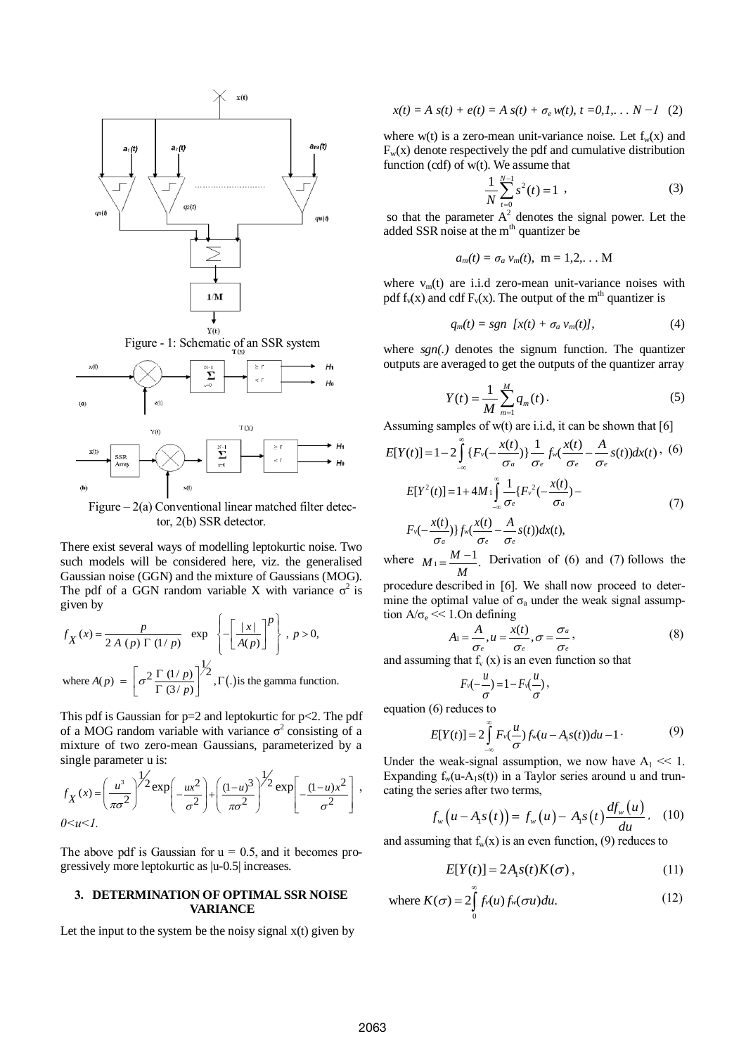Figure - 1: Schematic of an SSR system

Figure – 2(a) Conventional linear matched filter detector, 2(b) SSR detector.

There exist several ways of modelling leptokurtic noise. Two such models will be considered here, viz. the generalised Gaussian noise (GGN) and the mixture of Gaussians (MOG). The pdf of a GGN random variable X with variance $\sigma^2$ is given by

$$f_X(x) = \frac{p}{2\,A\,(p)\,\Gamma\,(1/p)} \quad \exp\left\{-\left[\frac{|x|}{A(p)}\right]^p\right\},\ p>0,$$

where $A(p) = \left[\sigma^2 \frac{\Gamma\,(1/p)}{\Gamma\,(3/p)}\right]^{1/2}$, $\Gamma(.)$ is the gamma function.

This pdf is Gaussian for p=2 and leptokurtic for p<2. The pdf of a MOG random variable with variance $\sigma^2$ consisting of a mixture of two zero-mean Gaussians, parameterized by a single parameter u is:

$$f_X(x) = \left(\frac{u^3}{\pi\sigma^2}\right)^{1/2} \exp\left(-\frac{ux^2}{\sigma^2}\right) + \left(\frac{(1-u)^3}{\pi\sigma^2}\right)^{1/2} \exp\left[-\frac{(1-u)x^2}{\sigma^2}\right],$$

*0<u<1.*

The above pdf is Gaussian for u = 0.5, and it becomes progressively more leptokurtic as |u-0.5| increases.

## 3. DETERMINATION OF OPTIMAL SSR NOISE VARIANCE

Let the input to the system be the noisy signal x(t) given by

$$x(t) = A\,s(t) + e(t) = A\,s(t) + \sigma_e\,w(t),\ t=0,1,\ldots N-1 \quad (2)$$

where w(t) is a zero-mean unit-variance noise. Let $f_w(x)$ and $F_w(x)$ denote respectively the pdf and cumulative distribution function (cdf) of w(t). We assume that

$$\frac{1}{N}\sum_{t=0}^{N-1} s^2(t) = 1\ , \quad (3)$$

so that the parameter $A^2$ denotes the signal power. Let the added SSR noise at the m[th] quantizer be

$$a_m(t) = \sigma_a\,v_m(t),\ \ m = 1,2,\ldots M$$

where $v_m(t)$ are i.i.d zero-mean unit-variance noises with pdf $f_v(x)$ and cdf $F_v(x)$. The output of the m[th] quantizer is

$$q_m(t) = sgn\ [x(t) + \sigma_a\,v_m(t)], \quad (4)$$

where *sgn(.)* denotes the signum function. The quantizer outputs are averaged to get the outputs of the quantizer array

$$Y(t) = \frac{1}{M}\sum_{m=1}^{M} q_m(t)\,. \quad (5)$$

Assuming samples of w(t) are i.i.d, it can be shown that [6]

$$E[Y(t)] = 1 - 2\int_{-\infty}^{\infty}\{F_v(-\frac{x(t)}{\sigma_a})\}\frac{1}{\sigma_e}\,f_w(\frac{x(t)}{\sigma_e} - \frac{A}{\sigma_e}s(t))dx(t), \quad (6)$$

$$E[Y^2(t)] = 1 + 4M_1\int_{-\infty}^{\infty}\frac{1}{\sigma_e}\{F_v{}^2(-\frac{x(t)}{\sigma_a}) - F_v(-\frac{x(t)}{\sigma_a})\}\,f_w(\frac{x(t)}{\sigma_e} - \frac{A}{\sigma_e}s(t))dx(t), \quad (7)$$

where $M_1 = \frac{M-1}{M}$. Derivation of (6) and (7) follows the procedure described in [6]. We shall now proceed to determine the optimal value of $\sigma_a$ under the weak signal assumption $A/\sigma_e \ll 1$. On defining

$$A_1 = \frac{A}{\sigma_e},\ u = \frac{x(t)}{\sigma_e},\ \sigma = \frac{\sigma_a}{\sigma_e}, \quad (8)$$

and assuming that $f_v(x)$ is an even function so that

$$F_v(-\frac{u}{\sigma}) = 1 - F_v(\frac{u}{\sigma}),$$

equation (6) reduces to

$$E[Y(t)] = 2\int_{-\infty}^{\infty} F_v(\frac{u}{\sigma})\,f_w(u - A_1 s(t))du - 1\,. \quad (9)$$

Under the weak-signal assumption, we now have $A_1 \ll 1$. Expanding $f_w(u\text{-}A_1 s(t))$ in a Taylor series around u and truncating the series after two terms,

$$f_w\left(u - A_1 s(t)\right) = f_w\left(u\right) - A_1 s\left(t\right)\frac{df_w\left(u\right)}{du}, \quad (10)$$

and assuming that $f_w(x)$ is an even function, (9) reduces to

$$E[Y(t)] = 2A_1 s(t)K(\sigma)\,, \quad (11)$$

$$\text{where } K(\sigma) = 2\int_0^{\infty} f_v(u)\,f_w(\sigma u)du. \quad (12)$$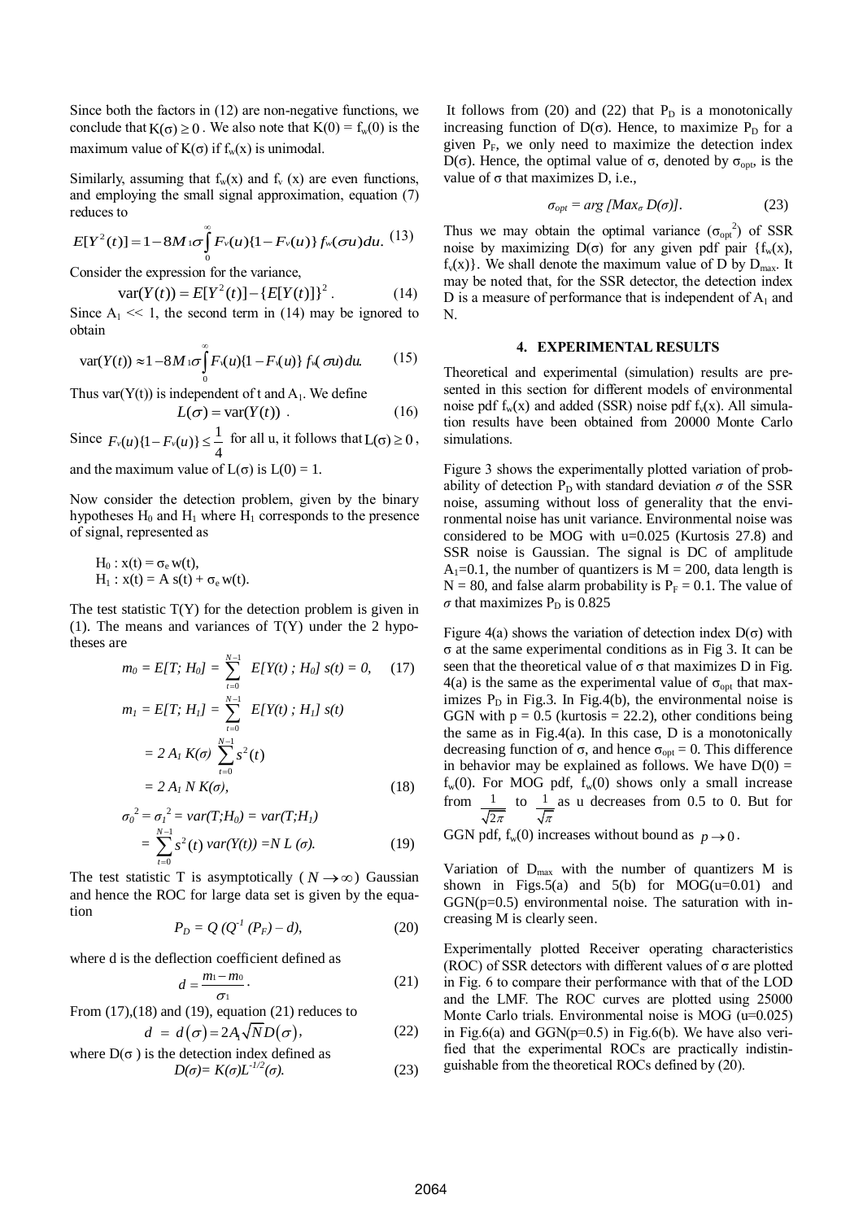Since both the factors in (12) are non-negative functions, we conclude that $K(\sigma) \geq 0$. We also note that $K(0) = f_w(0)$ is the maximum value of $K(\sigma)$ if $f_w(x)$ is unimodal.

Similarly, assuming that $f_w(x)$ and $f_v(x)$ are even functions, and employing the small signal approximation, equation (7) reduces to

$$E[Y^2(t)] = 1 - 8M_1\sigma\int_0^{\infty} F_v(u)\{1 - F_v(u)\} f_w(\sigma u)du. \quad (13)$$

Consider the expression for the variance,

$$\mathrm{var}(Y(t)) = E[Y^2(t)] - \{E[Y(t)]\}^2. \quad (14)$$

Since $A_1 << 1$, the second term in (14) may be ignored to obtain

$$\mathrm{var}(Y(t)) \approx 1 - 8M_1\sigma\int_0^{\infty} F_v(u)\{1 - F_v(u)\} f_w(\sigma u)du. \quad (15)$$

Thus var(Y(t)) is independent of t and $A_1$. We define

$$L(\sigma) = \mathrm{var}(Y(t)). \quad (16)$$

Since $F_v(u)\{1 - F_v(u)\} \leq \frac{1}{4}$ for all u, it follows that $L(\sigma) \geq 0$, and the maximum value of $L(\sigma)$ is $L(0) = 1$.

Now consider the detection problem, given by the binary hypotheses $H_0$ and $H_1$ where $H_1$ corresponds to the presence of signal, represented as

$H_0 : x(t) = \sigma_e w(t)$,
$H_1 : x(t) = A s(t) + \sigma_e w(t)$.

The test statistic T(Y) for the detection problem is given in (1). The means and variances of T(Y) under the 2 hypotheses are

$$m_0 = E[T; H_0] = \sum_{t=0}^{N-1} E[Y(t) ; H_0]\, s(t) = 0, \quad (17)$$

$$m_1 = E[T; H_1] = \sum_{t=0}^{N-1} E[Y(t) ; H_1]\, s(t)$$

$$= 2 A_1 K(\sigma) \sum_{t=0}^{N-1} s^2(t)$$

$$= 2 A_1 N K(\sigma), \quad (18)$$

$$\sigma_0^2 = \sigma_1^2 = var(T;H_0) = var(T;H_1)$$

$$= \sum_{t=0}^{N-1} s^2(t)\, var(Y(t)) = N\, L(\sigma). \quad (19)$$

The test statistic T is asymptotically ($N \to \infty$) Gaussian and hence the ROC for large data set is given by the equation

$$P_D = Q\,(Q^{-1}(P_F) - d), \quad (20)$$

where d is the deflection coefficient defined as

$$d = \frac{m_1 - m_0}{\sigma_1}. \quad (21)$$

From (17),(18) and (19), equation (21) reduces to

$$d = d(\sigma) = 2A_1\sqrt{N}D(\sigma), \quad (22)$$

where $D(\sigma)$ is the detection index defined as

$$D(\sigma) = K(\sigma)L^{-1/2}(\sigma). \quad (23)$$

It follows from (20) and (22) that $P_D$ is a monotonically increasing function of $D(\sigma)$. Hence, to maximize $P_D$ for a given $P_F$, we only need to maximize the detection index $D(\sigma)$. Hence, the optimal value of σ, denoted by $\sigma_{opt}$, is the value of σ that maximizes D, i.e.,

$$\sigma_{opt} = arg\,[Max_\sigma\, D(\sigma)]. \quad (23)$$

Thus we may obtain the optimal variance ($\sigma_{opt}^2$) of SSR noise by maximizing $D(\sigma)$ for any given pdf pair $\{f_w(x), f_v(x)\}$. We shall denote the maximum value of D by $D_{max}$. It may be noted that, for the SSR detector, the detection index D is a measure of performance that is independent of $A_1$ and N.

## 4. EXPERIMENTAL RESULTS

Theoretical and experimental (simulation) results are presented in this section for different models of environmental noise pdf $f_w(x)$ and added (SSR) noise pdf $f_v(x)$. All simulation results have been obtained from 20000 Monte Carlo simulations.

Figure 3 shows the experimentally plotted variation of probability of detection $P_D$ with standard deviation $\sigma$ of the SSR noise, assuming without loss of generality that the environmental noise has unit variance. Environmental noise was considered to be MOG with u=0.025 (Kurtosis 27.8) and SSR noise is Gaussian. The signal is DC of amplitude $A_1$=0.1, the number of quantizers is M = 200, data length is N = 80, and false alarm probability is $P_F$ = 0.1. The value of $\sigma$ that maximizes $P_D$ is 0.825

Figure 4(a) shows the variation of detection index $D(\sigma)$ with σ at the same experimental conditions as in Fig 3. It can be seen that the theoretical value of σ that maximizes D in Fig. 4(a) is the same as the experimental value of $\sigma_{opt}$ that maximizes $P_D$ in Fig.3. In Fig.4(b), the environmental noise is GGN with p = 0.5 (kurtosis = 22.2), other conditions being the same as in Fig.4(a). In this case, D is a monotonically decreasing function of σ, and hence $\sigma_{opt}$ = 0. This difference in behavior may be explained as follows. We have $D(0) = f_w(0)$. For MOG pdf, $f_w(0)$ shows only a small increase from $\frac{1}{\sqrt{2\pi}}$ to $\frac{1}{\sqrt{\pi}}$ as u decreases from 0.5 to 0. But for GGN pdf, $f_w(0)$ increases without bound as $p \to 0$.

Variation of $D_{max}$ with the number of quantizers M is shown in Figs.5(a) and 5(b) for MOG(u=0.01) and GGN(p=0.5) environmental noise. The saturation with increasing M is clearly seen.

Experimentally plotted Receiver operating characteristics (ROC) of SSR detectors with different values of σ are plotted in Fig. 6 to compare their performance with that of the LOD and the LMF. The ROC curves are plotted using 25000 Monte Carlo trials. Environmental noise is MOG (u=0.025) in Fig.6(a) and GGN(p=0.5) in Fig.6(b). We have also verified that the experimental ROCs are practically indistinguishable from the theoretical ROCs defined by (20).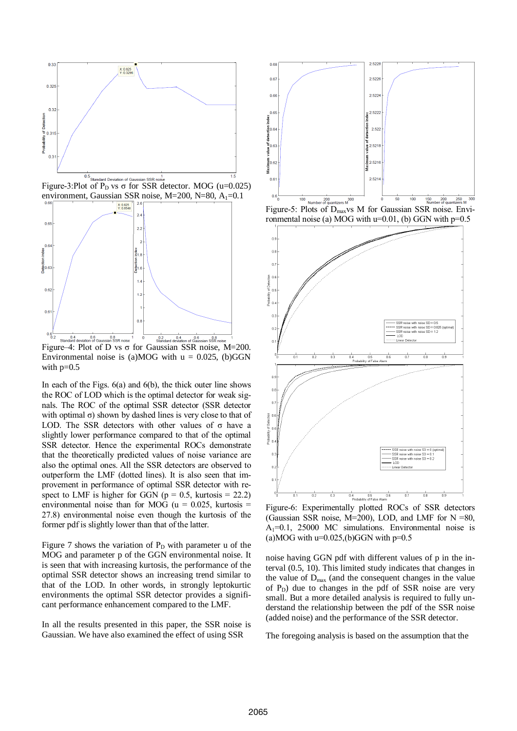Figure-3:Plot of $P_D$ vs σ for SSR detector. MOG (u=0.025) environment, Gaussian SSR noise, M=200, N=80, $A_1$=0.1

Figure–4: Plot of D vs σ for Gaussian SSR noise, M=200. Environmental noise is (a)MOG with u = 0.025, (b)GGN with p=0.5

In each of the Figs. 6(a) and 6(b), the thick outer line shows the ROC of LOD which is the optimal detector for weak signals. The ROC of the optimal SSR detector (SSR detector with optimal σ) shown by dashed lines is very close to that of LOD. The SSR detectors with other values of σ have a slightly lower performance compared to that of the optimal SSR detector. Hence the experimental ROCs demonstrate that the theoretically predicted values of noise variance are also the optimal ones. All the SSR detectors are observed to outperform the LMF (dotted lines). It is also seen that improvement in performance of optimal SSR detector with respect to LMF is higher for GGN (p = 0.5, kurtosis = 22.2) environmental noise than for MOG (u = 0.025, kurtosis = 27.8) environmental noise even though the kurtosis of the former pdf is slightly lower than that of the latter.

Figure 7 shows the variation of $P_D$ with parameter u of the MOG and parameter p of the GGN environmental noise. It is seen that with increasing kurtosis, the performance of the optimal SSR detector shows an increasing trend similar to that of the LOD. In other words, in strongly leptokurtic environments the optimal SSR detector provides a significant performance enhancement compared to the LMF.

In all the results presented in this paper, the SSR noise is Gaussian. We have also examined the effect of using SSR noise having GGN pdf with different values of p in the interval (0.5, 10). This limited study indicates that changes in the value of $D_{max}$ (and the consequent changes in the value of $P_D$) due to changes in the pdf of SSR noise are very small. But a more detailed analysis is required to fully understand the relationship between the pdf of the SSR noise (added noise) and the performance of the SSR detector.

Figure-5: Plots of $D_{max}$ vs M for Gaussian SSR noise. Environmental noise (a) MOG with u=0.01, (b) GGN with p=0.5

Figure-6: Experimentally plotted ROCs of SSR detectors (Gaussian SSR noise, M=200), LOD, and LMF for N =80, $A_1$=0.1, 25000 MC simulations. Environmental noise is (a)MOG with u=0.025,(b)GGN with p=0.5

The foregoing analysis is based on the assumption that the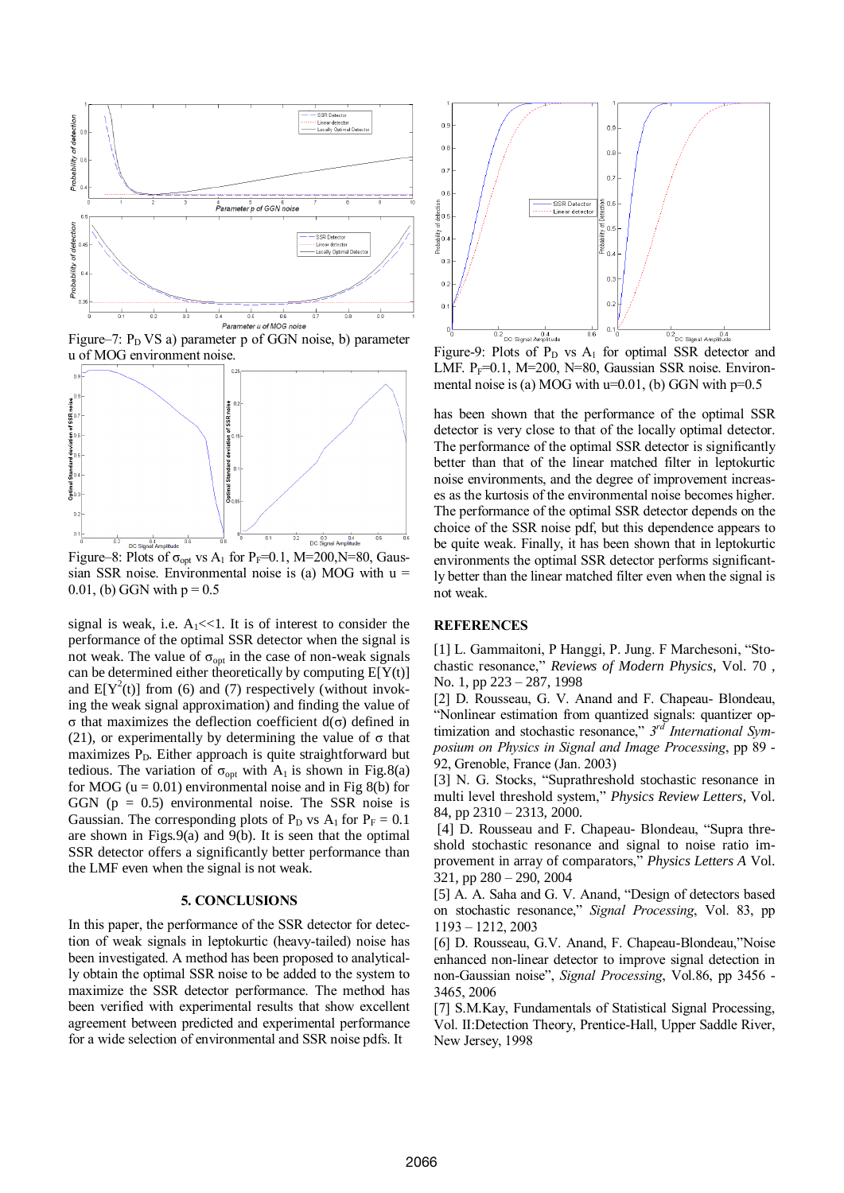Probability of detection

SSR Detector
Linear detector
Locally Optimal Detector

Parameter p of GGN noise

Probability of detection

SSR Detector
Linear detector
Locally Optimal Detector

Parameter u of MOG noise

Figure–7: $P_D$ VS a) parameter p of GGN noise, b) parameter u of MOG environment noise.

Optimal Standard deviation of SSR noise

DC Signal Amplitude

Optimal Standard deviation of SSR noise

DC Signal Amplitude

Figure–8: Plots of $\sigma_{opt}$ vs $A_1$ for $P_F$=0.1, M=200,N=80, Gaussian SSR noise. Environmental noise is (a) MOG with u = 0.01, (b) GGN with p = 0.5

signal is weak, i.e. $A_1$<<1. It is of interest to consider the performance of the optimal SSR detector when the signal is not weak. The value of $\sigma_{opt}$ in the case of non-weak signals can be determined either theoretically by computing $E[Y(t)]$ and $E[Y^2(t)]$ from (6) and (7) respectively (without invoking the weak signal approximation) and finding the value of $\sigma$ that maximizes the deflection coefficient $d(\sigma)$ defined in (21), or experimentally by determining the value of $\sigma$ that maximizes $P_D$. Either approach is quite straightforward but tedious. The variation of $\sigma_{opt}$ with $A_1$ is shown in Fig.8(a) for MOG (u = 0.01) environmental noise and in Fig 8(b) for GGN (p = 0.5) environmental noise. The SSR noise is Gaussian. The corresponding plots of $P_D$ vs $A_1$ for $P_F$ = 0.1 are shown in Figs.9(a) and 9(b). It is seen that the optimal SSR detector offers a significantly better performance than the LMF even when the signal is not weak.

Probability of detection

SSR Detector
Linear detector

DC Signal Amplitude

Probability of Detection

DC Signal Amplitude

Figure-9: Plots of $P_D$ vs $A_1$ for optimal SSR detector and LMF. $P_F$=0.1, M=200, N=80, Gaussian SSR noise. Environmental noise is (a) MOG with u=0.01, (b) GGN with p=0.5

## 5. CONCLUSIONS

In this paper, the performance of the SSR detector for detection of weak signals in leptokurtic (heavy-tailed) noise has been investigated. A method has been proposed to analytically obtain the optimal SSR noise to be added to the system to maximize the SSR detector performance. The method has been verified with experimental results that show excellent agreement between predicted and experimental performance for a wide selection of environmental and SSR noise pdfs. It has been shown that the performance of the optimal SSR detector is very close to that of the locally optimal detector. The performance of the optimal SSR detector is significantly better than that of the linear matched filter in leptokurtic noise environments, and the degree of improvement increases as the kurtosis of the environmental noise becomes higher. The performance of the optimal SSR detector depends on the choice of the SSR noise pdf, but this dependence appears to be quite weak. Finally, it has been shown that in leptokurtic environments the optimal SSR detector performs significantly better than the linear matched filter even when the signal is not weak.

## REFERENCES

[1] L. Gammaitoni, P Hanggi, P. Jung. F Marchesoni, "Stochastic resonance," *Reviews of Modern Physics*, Vol. 70 , No. 1, pp 223 – 287, 1998

[2] D. Rousseau, G. V. Anand and F. Chapeau- Blondeau, "Nonlinear estimation from quantized signals: quantizer optimization and stochastic resonance," *3rd International Symposium on Physics in Signal and Image Processing*, pp 89 - 92, Grenoble, France (Jan. 2003)

[3] N. G. Stocks, "Suprathreshold stochastic resonance in multi level threshold system," *Physics Review Letters*, Vol. 84, pp 2310 – 2313, 2000.

[4] D. Rousseau and F. Chapeau- Blondeau, "Supra threshold stochastic resonance and signal to noise ratio improvement in array of comparators," *Physics Letters A* Vol. 321, pp 280 – 290, 2004

[5] A. A. Saha and G. V. Anand, "Design of detectors based on stochastic resonance," *Signal Processing*, Vol. 83, pp 1193 – 1212, 2003

[6] D. Rousseau, G.V. Anand, F. Chapeau-Blondeau,"Noise enhanced non-linear detector to improve signal detection in non-Gaussian noise", *Signal Processing*, Vol.86, pp 3456 - 3465, 2006

[7] S.M.Kay, Fundamentals of Statistical Signal Processing, Vol. II:Detection Theory, Prentice-Hall, Upper Saddle River, New Jersey, 1998